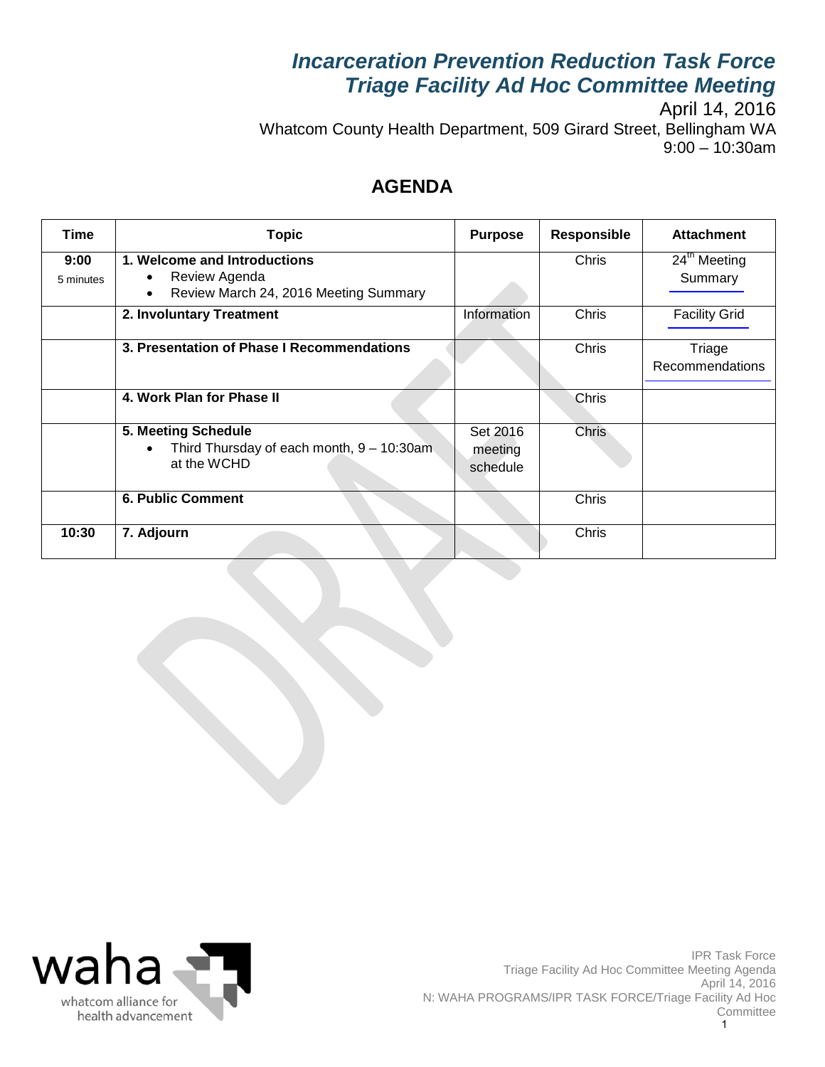# *Incarceration Prevention Reduction Task Force*
# *Triage Facility Ad Hoc Committee Meeting*

April 14, 2016

Whatcom County Health Department, 509 Girard Street, Bellingham WA

9:00 – 10:30am

## AGENDA

| Time | Topic | Purpose | Responsible | Attachment |
|---|---|---|---|---|
| **9:00**<br>5 minutes | **1. Welcome and Introductions**<br>• Review Agenda<br>• Review March 24, 2016 Meeting Summary | | Chris | 24th Meeting Summary |
| | **2. Involuntary Treatment** | Information | Chris | Facility Grid |
| | **3. Presentation of Phase I Recommendations** | | Chris | Triage Recommendations |
| | **4. Work Plan for Phase II** | | Chris | |
| | **5. Meeting Schedule**<br>• Third Thursday of each month, 9 – 10:30am at the WCHD | Set 2016 meeting schedule | Chris | |
| | **6. Public Comment** | | Chris | |
| **10:30** | **7. Adjourn** | | Chris | |

DRAFT

waha
whatcom alliance for health advancement

IPR Task Force
Triage Facility Ad Hoc Committee Meeting Agenda
April 14, 2016
N: WAHA PROGRAMS/IPR TASK FORCE/Triage Facility Ad Hoc Committee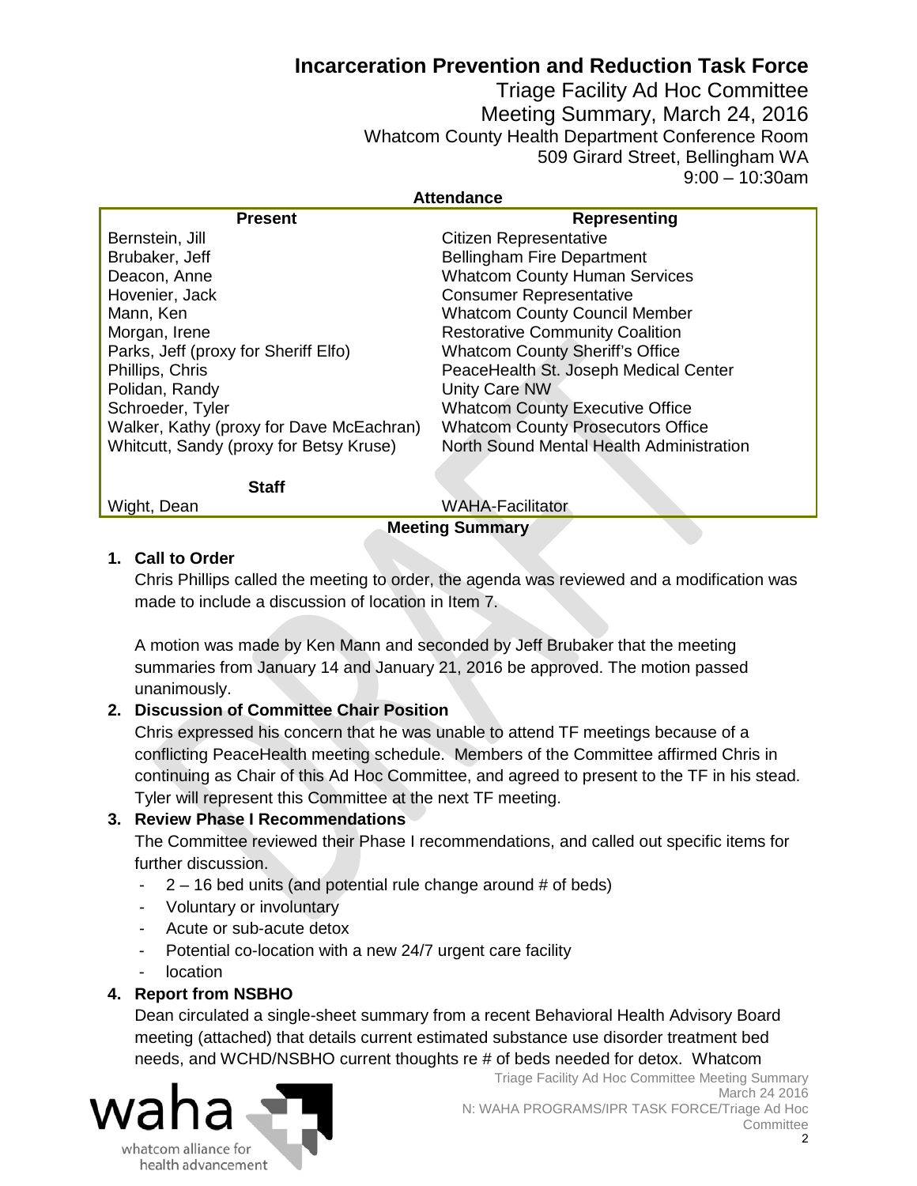# Incarceration Prevention and Reduction Task Force

Triage Facility Ad Hoc Committee
Meeting Summary, March 24, 2016
Whatcom County Health Department Conference Room
509 Girard Street, Bellingham WA
9:00 – 10:30am

**Attendance**

| Present | Representing |
| --- | --- |
| Bernstein, Jill | Citizen Representative |
| Brubaker, Jeff | Bellingham Fire Department |
| Deacon, Anne | Whatcom County Human Services |
| Hovenier, Jack | Consumer Representative |
| Mann, Ken | Whatcom County Council Member |
| Morgan, Irene | Restorative Community Coalition |
| Parks, Jeff (proxy for Sheriff Elfo) | Whatcom County Sheriff's Office |
| Phillips, Chris | PeaceHealth St. Joseph Medical Center |
| Polidan, Randy | Unity Care NW |
| Schroeder, Tyler | Whatcom County Executive Office |
| Walker, Kathy (proxy for Dave McEachran) | Whatcom County Prosecutors Office |
| Whitcutt, Sandy (proxy for Betsy Kruse) | North Sound Mental Health Administration |
| **Staff** | |
| Wight, Dean | WAHA-Facilitator |

**Meeting Summary**

**1. Call to Order**

Chris Phillips called the meeting to order, the agenda was reviewed and a modification was made to include a discussion of location in Item 7.

A motion was made by Ken Mann and seconded by Jeff Brubaker that the meeting summaries from January 14 and January 21, 2016 be approved. The motion passed unanimously.

**2. Discussion of Committee Chair Position**

Chris expressed his concern that he was unable to attend TF meetings because of a conflicting PeaceHealth meeting schedule. Members of the Committee affirmed Chris in continuing as Chair of this Ad Hoc Committee, and agreed to present to the TF in his stead. Tyler will represent this Committee at the next TF meeting.

**3. Review Phase I Recommendations**

The Committee reviewed their Phase I recommendations, and called out specific items for further discussion.

- 2 – 16 bed units (and potential rule change around # of beds)
- Voluntary or involuntary
- Acute or sub-acute detox
- Potential co-location with a new 24/7 urgent care facility
- location

**4. Report from NSBHO**

Dean circulated a single-sheet summary from a recent Behavioral Health Advisory Board meeting (attached) that details current estimated substance use disorder treatment bed needs, and WCHD/NSBHO current thoughts re # of beds needed for detox. Whatcom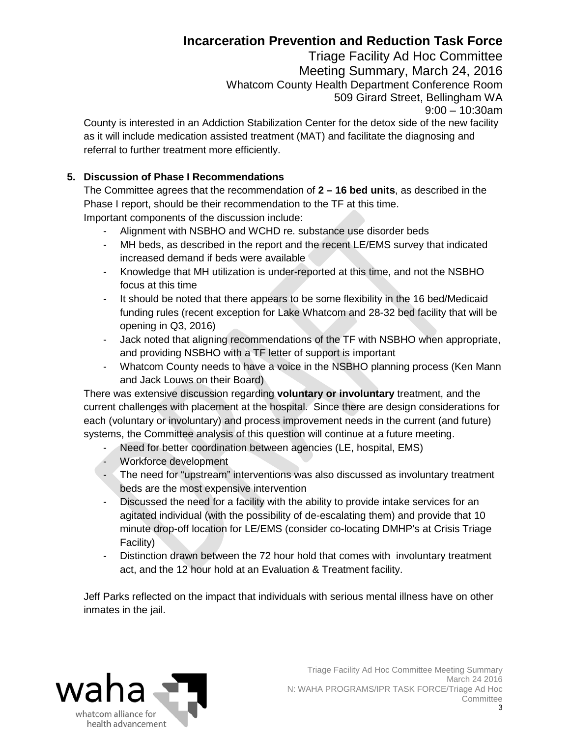County is interested in an Addiction Stabilization Center for the detox side of the new facility as it will include medication assisted treatment (MAT) and facilitate the diagnosing and referral to further treatment more efficiently.

**5. Discussion of Phase I Recommendations**

The Committee agrees that the recommendation of **2 – 16 bed units**, as described in the Phase I report, should be their recommendation to the TF at this time.
Important components of the discussion include:

- Alignment with NSBHO and WCHD re. substance use disorder beds
- MH beds, as described in the report and the recent LE/EMS survey that indicated increased demand if beds were available
- Knowledge that MH utilization is under-reported at this time, and not the NSBHO focus at this time
- It should be noted that there appears to be some flexibility in the 16 bed/Medicaid funding rules (recent exception for Lake Whatcom and 28-32 bed facility that will be opening in Q3, 2016)
- Jack noted that aligning recommendations of the TF with NSBHO when appropriate, and providing NSBHO with a TF letter of support is important
- Whatcom County needs to have a voice in the NSBHO planning process (Ken Mann and Jack Louws on their Board)

There was extensive discussion regarding **voluntary or involuntary** treatment, and the current challenges with placement at the hospital. Since there are design considerations for each (voluntary or involuntary) and process improvement needs in the current (and future) systems, the Committee analysis of this question will continue at a future meeting.

- Need for better coordination between agencies (LE, hospital, EMS)
- Workforce development
- The need for "upstream" interventions was also discussed as involuntary treatment beds are the most expensive intervention
- Discussed the need for a facility with the ability to provide intake services for an agitated individual (with the possibility of de-escalating them) and provide that 10 minute drop-off location for LE/EMS (consider co-locating DMHP's at Crisis Triage Facility)
- Distinction drawn between the 72 hour hold that comes with involuntary treatment act, and the 12 hour hold at an Evaluation & Treatment facility.

Jeff Parks reflected on the impact that individuals with serious mental illness have on other inmates in the jail.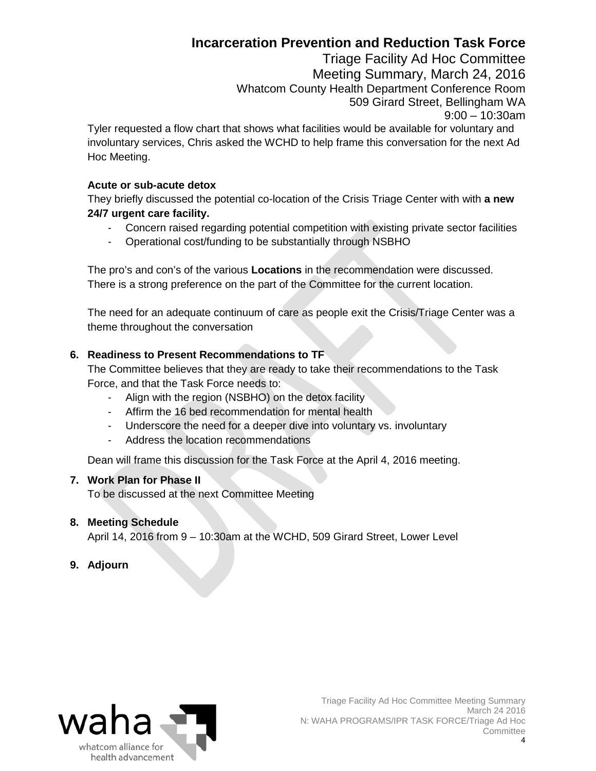Tyler requested a flow chart that shows what facilities would be available for voluntary and involuntary services, Chris asked the WCHD to help frame this conversation for the next Ad Hoc Meeting.

**Acute or sub-acute detox**

They briefly discussed the potential co-location of the Crisis Triage Center with with **a new 24/7 urgent care facility.**

- Concern raised regarding potential competition with existing private sector facilities
- Operational cost/funding to be substantially through NSBHO

The pro's and con's of the various **Locations** in the recommendation were discussed. There is a strong preference on the part of the Committee for the current location.

The need for an adequate continuum of care as people exit the Crisis/Triage Center was a theme throughout the conversation

**6. Readiness to Present Recommendations to TF**

The Committee believes that they are ready to take their recommendations to the Task Force, and that the Task Force needs to:

- Align with the region (NSBHO) on the detox facility
- Affirm the 16 bed recommendation for mental health
- Underscore the need for a deeper dive into voluntary vs. involuntary
- Address the location recommendations

Dean will frame this discussion for the Task Force at the April 4, 2016 meeting.

**7. Work Plan for Phase II**

To be discussed at the next Committee Meeting

**8. Meeting Schedule**

April 14, 2016 from 9 – 10:30am at the WCHD, 509 Girard Street, Lower Level

**9. Adjourn**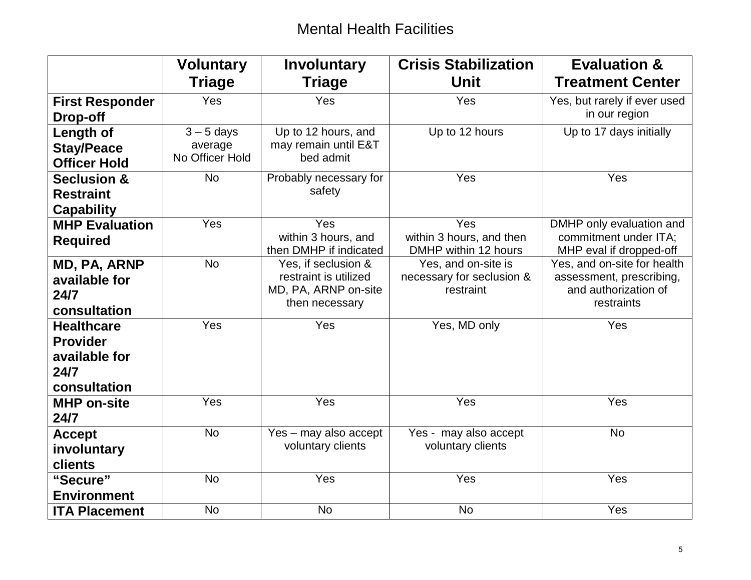# Mental Health Facilities

| | Voluntary Triage | Involuntary Triage | Crisis Stabilization Unit | Evaluation & Treatment Center |
|---|---|---|---|---|
| **First Responder Drop-off** | Yes | Yes | Yes | Yes, but rarely if ever used in our region |
| **Length of Stay/Peace Officer Hold** | 3 – 5 days average No Officer Hold | Up to 12 hours, and may remain until E&T bed admit | Up to 12 hours | Up to 17 days initially |
| **Seclusion & Restraint Capability** | No | Probably necessary for safety | Yes | Yes |
| **MHP Evaluation Required** | Yes | Yes within 3 hours, and then DMHP if indicated | Yes within 3 hours, and then DMHP within 12 hours | DMHP only evaluation and commitment under ITA; MHP eval if dropped-off |
| **MD, PA, ARNP available for 24/7 consultation** | No | Yes, if seclusion & restraint is utilized MD, PA, ARNP on-site then necessary | Yes, and on-site is necessary for seclusion & restraint | Yes, and on-site for health assessment, prescribing, and authorization of restraints |
| **Healthcare Provider available for 24/7 consultation** | Yes | Yes | Yes, MD only | Yes |
| **MHP on-site 24/7** | Yes | Yes | Yes | Yes |
| **Accept involuntary clients** | No | Yes – may also accept voluntary clients | Yes - may also accept voluntary clients | No |
| **"Secure" Environment** | No | Yes | Yes | Yes |
| **ITA Placement** | No | No | No | Yes |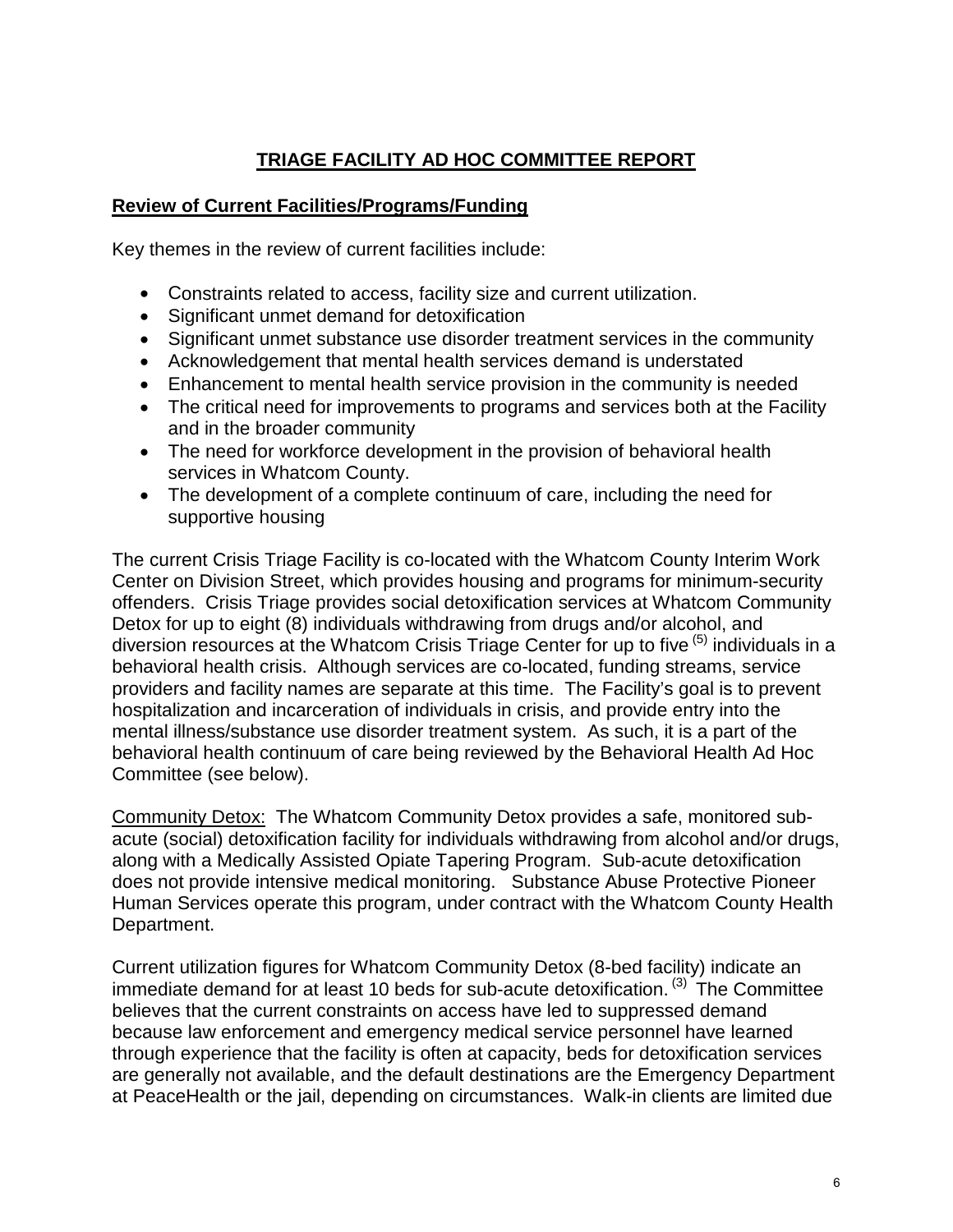## TRIAGE FACILITY AD HOC COMMITTEE REPORT

### Review of Current Facilities/Programs/Funding

Key themes in the review of current facilities include:

- Constraints related to access, facility size and current utilization.
- Significant unmet demand for detoxification
- Significant unmet substance use disorder treatment services in the community
- Acknowledgement that mental health services demand is understated
- Enhancement to mental health service provision in the community is needed
- The critical need for improvements to programs and services both at the Facility and in the broader community
- The need for workforce development in the provision of behavioral health services in Whatcom County.
- The development of a complete continuum of care, including the need for supportive housing

The current Crisis Triage Facility is co-located with the Whatcom County Interim Work Center on Division Street, which provides housing and programs for minimum-security offenders. Crisis Triage provides social detoxification services at Whatcom Community Detox for up to eight (8) individuals withdrawing from drugs and/or alcohol, and diversion resources at the Whatcom Crisis Triage Center for up to five [5] individuals in a behavioral health crisis. Although services are co-located, funding streams, service providers and facility names are separate at this time. The Facility's goal is to prevent hospitalization and incarceration of individuals in crisis, and provide entry into the mental illness/substance use disorder treatment system. As such, it is a part of the behavioral health continuum of care being reviewed by the Behavioral Health Ad Hoc Committee (see below).

Community Detox: The Whatcom Community Detox provides a safe, monitored sub-acute (social) detoxification facility for individuals withdrawing from alcohol and/or drugs, along with a Medically Assisted Opiate Tapering Program. Sub-acute detoxification does not provide intensive medical monitoring. Substance Abuse Protective Pioneer Human Services operate this program, under contract with the Whatcom County Health Department.

Current utilization figures for Whatcom Community Detox (8-bed facility) indicate an immediate demand for at least 10 beds for sub-acute detoxification. [3] The Committee believes that the current constraints on access have led to suppressed demand because law enforcement and emergency medical service personnel have learned through experience that the facility is often at capacity, beds for detoxification services are generally not available, and the default destinations are the Emergency Department at PeaceHealth or the jail, depending on circumstances. Walk-in clients are limited due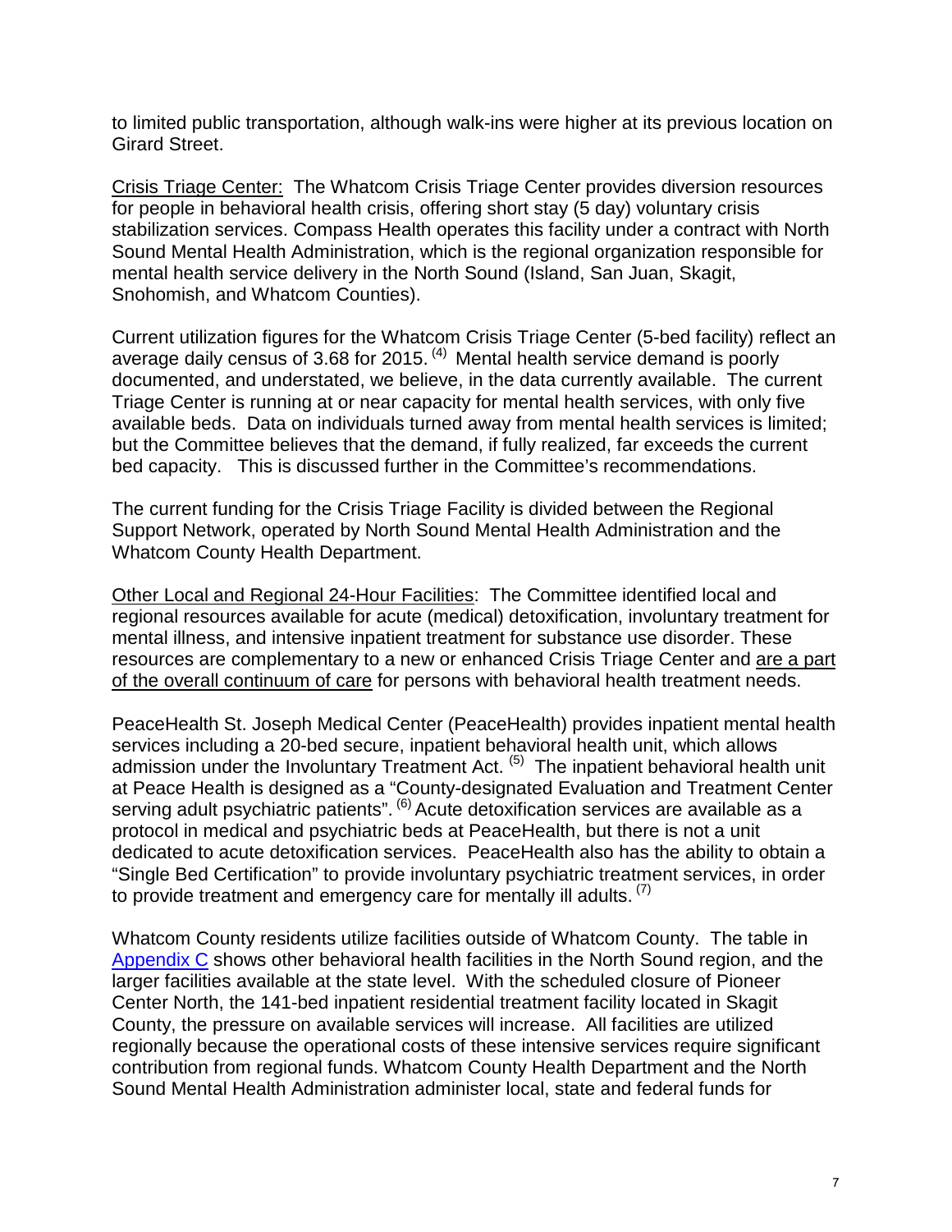to limited public transportation, although walk-ins were higher at its previous location on Girard Street.

Crisis Triage Center: The Whatcom Crisis Triage Center provides diversion resources for people in behavioral health crisis, offering short stay (5 day) voluntary crisis stabilization services. Compass Health operates this facility under a contract with North Sound Mental Health Administration, which is the regional organization responsible for mental health service delivery in the North Sound (Island, San Juan, Skagit, Snohomish, and Whatcom Counties).

Current utilization figures for the Whatcom Crisis Triage Center (5-bed facility) reflect an average daily census of 3.68 for 2015. [(4)] Mental health service demand is poorly documented, and understated, we believe, in the data currently available. The current Triage Center is running at or near capacity for mental health services, with only five available beds. Data on individuals turned away from mental health services is limited; but the Committee believes that the demand, if fully realized, far exceeds the current bed capacity. This is discussed further in the Committee's recommendations.

The current funding for the Crisis Triage Facility is divided between the Regional Support Network, operated by North Sound Mental Health Administration and the Whatcom County Health Department.

Other Local and Regional 24-Hour Facilities: The Committee identified local and regional resources available for acute (medical) detoxification, involuntary treatment for mental illness, and intensive inpatient treatment for substance use disorder. These resources are complementary to a new or enhanced Crisis Triage Center and are a part of the overall continuum of care for persons with behavioral health treatment needs.

PeaceHealth St. Joseph Medical Center (PeaceHealth) provides inpatient mental health services including a 20-bed secure, inpatient behavioral health unit, which allows admission under the Involuntary Treatment Act. [(5)] The inpatient behavioral health unit at Peace Health is designed as a "County-designated Evaluation and Treatment Center serving adult psychiatric patients". [(6)] Acute detoxification services are available as a protocol in medical and psychiatric beds at PeaceHealth, but there is not a unit dedicated to acute detoxification services. PeaceHealth also has the ability to obtain a "Single Bed Certification" to provide involuntary psychiatric treatment services, in order to provide treatment and emergency care for mentally ill adults. [(7)]

Whatcom County residents utilize facilities outside of Whatcom County. The table in Appendix C shows other behavioral health facilities in the North Sound region, and the larger facilities available at the state level. With the scheduled closure of Pioneer Center North, the 141-bed inpatient residential treatment facility located in Skagit County, the pressure on available services will increase. All facilities are utilized regionally because the operational costs of these intensive services require significant contribution from regional funds. Whatcom County Health Department and the North Sound Mental Health Administration administer local, state and federal funds for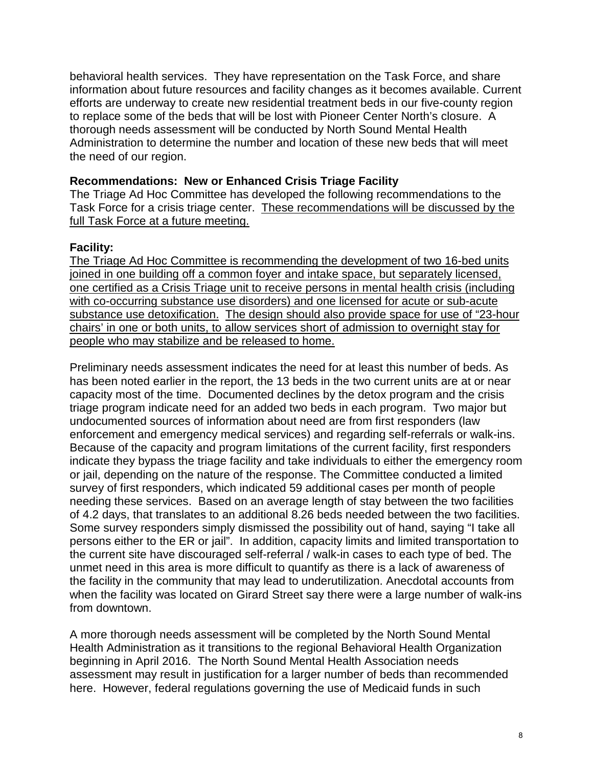behavioral health services. They have representation on the Task Force, and share information about future resources and facility changes as it becomes available. Current efforts are underway to create new residential treatment beds in our five-county region to replace some of the beds that will be lost with Pioneer Center North's closure. A thorough needs assessment will be conducted by North Sound Mental Health Administration to determine the number and location of these new beds that will meet the need of our region.

**Recommendations: New or Enhanced Crisis Triage Facility**

The Triage Ad Hoc Committee has developed the following recommendations to the Task Force for a crisis triage center. <u>These recommendations will be discussed by the full Task Force at a future meeting.</u>

**Facility:**

<u>The Triage Ad Hoc Committee is recommending the development of two 16-bed units joined in one building off a common foyer and intake space, but separately licensed, one certified as a Crisis Triage unit to receive persons in mental health crisis (including with co-occurring substance use disorders) and one licensed for acute or sub-acute substance use detoxification.</u> <u>The design should also provide space for use of "23-hour chairs' in one or both units, to allow services short of admission to overnight stay for people who may stabilize and be released to home.</u>

Preliminary needs assessment indicates the need for at least this number of beds. As has been noted earlier in the report, the 13 beds in the two current units are at or near capacity most of the time. Documented declines by the detox program and the crisis triage program indicate need for an added two beds in each program. Two major but undocumented sources of information about need are from first responders (law enforcement and emergency medical services) and regarding self-referrals or walk-ins. Because of the capacity and program limitations of the current facility, first responders indicate they bypass the triage facility and take individuals to either the emergency room or jail, depending on the nature of the response. The Committee conducted a limited survey of first responders, which indicated 59 additional cases per month of people needing these services. Based on an average length of stay between the two facilities of 4.2 days, that translates to an additional 8.26 beds needed between the two facilities. Some survey responders simply dismissed the possibility out of hand, saying "I take all persons either to the ER or jail". In addition, capacity limits and limited transportation to the current site have discouraged self-referral / walk-in cases to each type of bed. The unmet need in this area is more difficult to quantify as there is a lack of awareness of the facility in the community that may lead to underutilization. Anecdotal accounts from when the facility was located on Girard Street say there were a large number of walk-ins from downtown.

A more thorough needs assessment will be completed by the North Sound Mental Health Administration as it transitions to the regional Behavioral Health Organization beginning in April 2016. The North Sound Mental Health Association needs assessment may result in justification for a larger number of beds than recommended here. However, federal regulations governing the use of Medicaid funds in such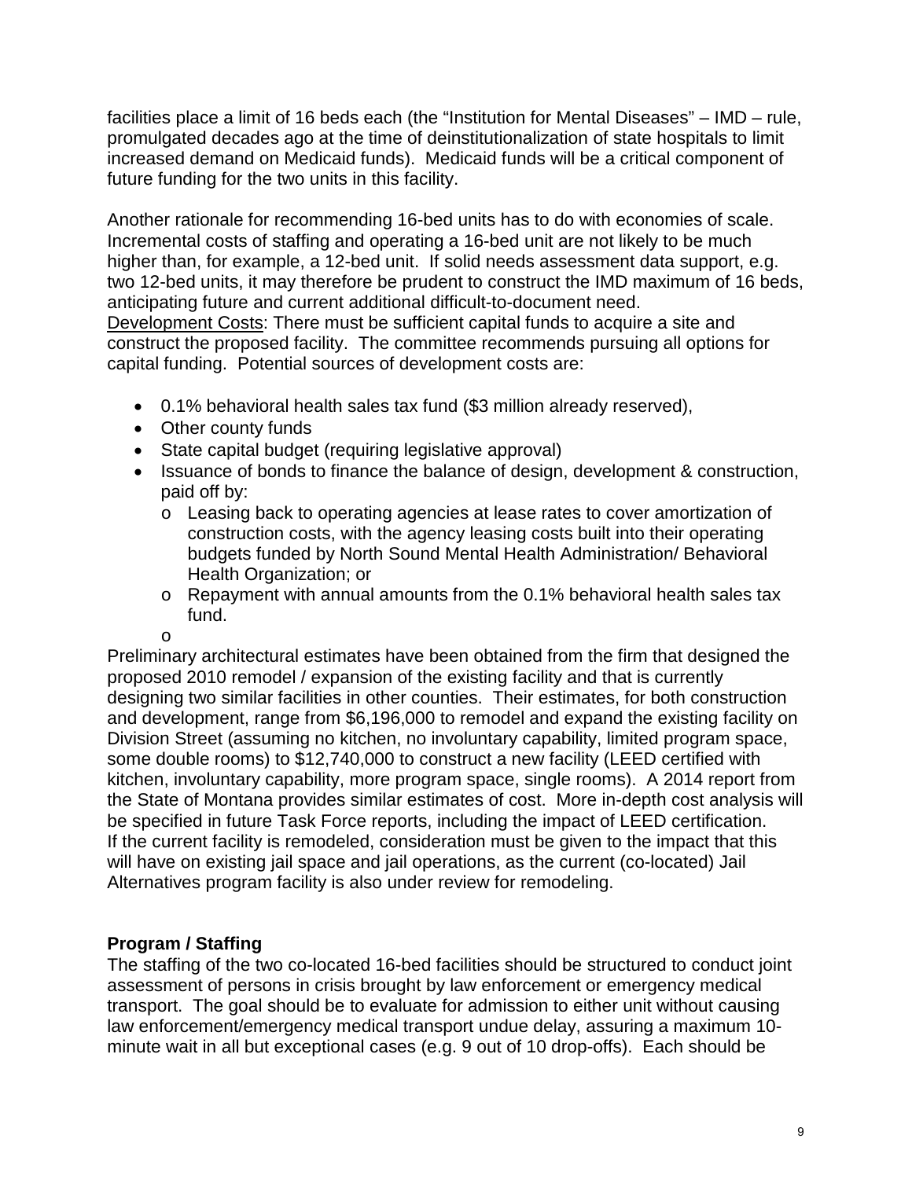facilities place a limit of 16 beds each (the "Institution for Mental Diseases" – IMD – rule, promulgated decades ago at the time of deinstitutionalization of state hospitals to limit increased demand on Medicaid funds). Medicaid funds will be a critical component of future funding for the two units in this facility.

Another rationale for recommending 16-bed units has to do with economies of scale. Incremental costs of staffing and operating a 16-bed unit are not likely to be much higher than, for example, a 12-bed unit. If solid needs assessment data support, e.g. two 12-bed units, it may therefore be prudent to construct the IMD maximum of 16 beds, anticipating future and current additional difficult-to-document need.

Development Costs: There must be sufficient capital funds to acquire a site and construct the proposed facility. The committee recommends pursuing all options for capital funding. Potential sources of development costs are:

- 0.1% behavioral health sales tax fund ($3 million already reserved),
- Other county funds
- State capital budget (requiring legislative approval)
- Issuance of bonds to finance the balance of design, development & construction, paid off by:
  - Leasing back to operating agencies at lease rates to cover amortization of construction costs, with the agency leasing costs built into their operating budgets funded by North Sound Mental Health Administration/ Behavioral Health Organization; or
  - Repayment with annual amounts from the 0.1% behavioral health sales tax fund.

Preliminary architectural estimates have been obtained from the firm that designed the proposed 2010 remodel / expansion of the existing facility and that is currently designing two similar facilities in other counties. Their estimates, for both construction and development, range from $6,196,000 to remodel and expand the existing facility on Division Street (assuming no kitchen, no involuntary capability, limited program space, some double rooms) to $12,740,000 to construct a new facility (LEED certified with kitchen, involuntary capability, more program space, single rooms). A 2014 report from the State of Montana provides similar estimates of cost. More in-depth cost analysis will be specified in future Task Force reports, including the impact of LEED certification. If the current facility is remodeled, consideration must be given to the impact that this will have on existing jail space and jail operations, as the current (co-located) Jail Alternatives program facility is also under review for remodeling.

**Program / Staffing**

The staffing of the two co-located 16-bed facilities should be structured to conduct joint assessment of persons in crisis brought by law enforcement or emergency medical transport. The goal should be to evaluate for admission to either unit without causing law enforcement/emergency medical transport undue delay, assuring a maximum 10-minute wait in all but exceptional cases (e.g. 9 out of 10 drop-offs). Each should be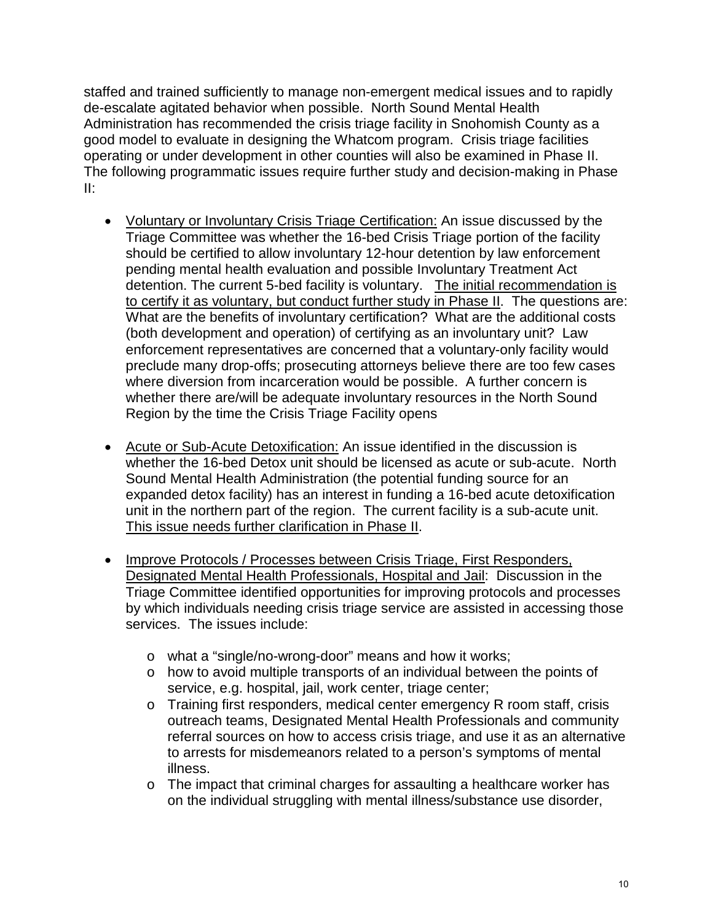staffed and trained sufficiently to manage non-emergent medical issues and to rapidly de-escalate agitated behavior when possible. North Sound Mental Health Administration has recommended the crisis triage facility in Snohomish County as a good model to evaluate in designing the Whatcom program. Crisis triage facilities operating or under development in other counties will also be examined in Phase II. The following programmatic issues require further study and decision-making in Phase II:

- <u>Voluntary or Involuntary Crisis Triage Certification:</u> An issue discussed by the Triage Committee was whether the 16-bed Crisis Triage portion of the facility should be certified to allow involuntary 12-hour detention by law enforcement pending mental health evaluation and possible Involuntary Treatment Act detention. The current 5-bed facility is voluntary. <u>The initial recommendation is to certify it as voluntary, but conduct further study in Phase II</u>. The questions are: What are the benefits of involuntary certification? What are the additional costs (both development and operation) of certifying as an involuntary unit? Law enforcement representatives are concerned that a voluntary-only facility would preclude many drop-offs; prosecuting attorneys believe there are too few cases where diversion from incarceration would be possible. A further concern is whether there are/will be adequate involuntary resources in the North Sound Region by the time the Crisis Triage Facility opens

- <u>Acute or Sub-Acute Detoxification:</u> An issue identified in the discussion is whether the 16-bed Detox unit should be licensed as acute or sub-acute. North Sound Mental Health Administration (the potential funding source for an expanded detox facility) has an interest in funding a 16-bed acute detoxification unit in the northern part of the region. The current facility is a sub-acute unit. <u>This issue needs further clarification in Phase II</u>.

- <u>Improve Protocols / Processes between Crisis Triage, First Responders, Designated Mental Health Professionals, Hospital and Jail</u>: Discussion in the Triage Committee identified opportunities for improving protocols and processes by which individuals needing crisis triage service are assisted in accessing those services. The issues include:

  - what a "single/no-wrong-door" means and how it works;
  - how to avoid multiple transports of an individual between the points of service, e.g. hospital, jail, work center, triage center;
  - Training first responders, medical center emergency R room staff, crisis outreach teams, Designated Mental Health Professionals and community referral sources on how to access crisis triage, and use it as an alternative to arrests for misdemeanors related to a person's symptoms of mental illness.
  - The impact that criminal charges for assaulting a healthcare worker has on the individual struggling with mental illness/substance use disorder,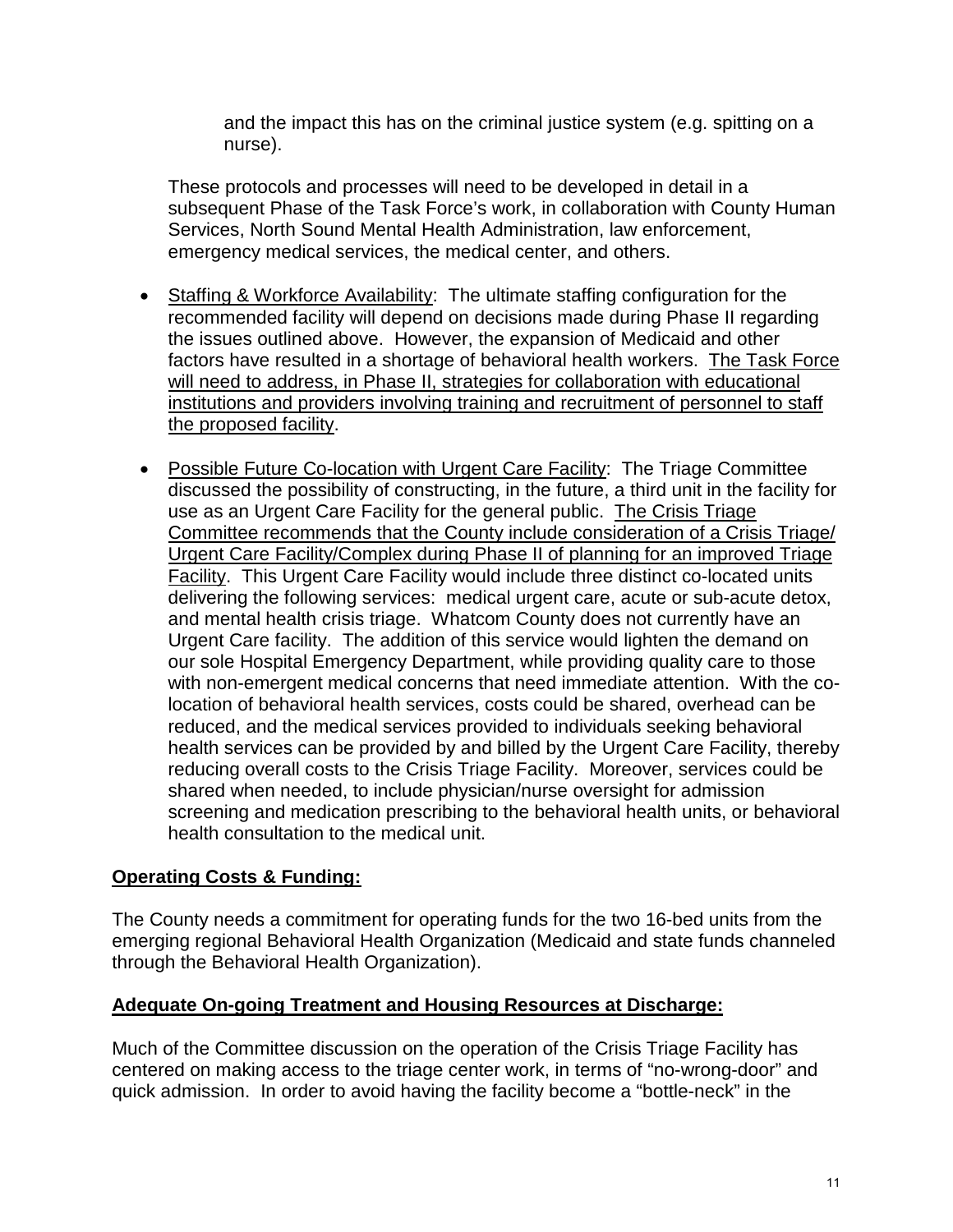and the impact this has on the criminal justice system (e.g. spitting on a nurse).

These protocols and processes will need to be developed in detail in a subsequent Phase of the Task Force's work, in collaboration with County Human Services, North Sound Mental Health Administration, law enforcement, emergency medical services, the medical center, and others.

- Staffing & Workforce Availability: The ultimate staffing configuration for the recommended facility will depend on decisions made during Phase II regarding the issues outlined above. However, the expansion of Medicaid and other factors have resulted in a shortage of behavioral health workers. The Task Force will need to address, in Phase II, strategies for collaboration with educational institutions and providers involving training and recruitment of personnel to staff the proposed facility.

- Possible Future Co-location with Urgent Care Facility: The Triage Committee discussed the possibility of constructing, in the future, a third unit in the facility for use as an Urgent Care Facility for the general public. The Crisis Triage Committee recommends that the County include consideration of a Crisis Triage/ Urgent Care Facility/Complex during Phase II of planning for an improved Triage Facility. This Urgent Care Facility would include three distinct co-located units delivering the following services: medical urgent care, acute or sub-acute detox, and mental health crisis triage. Whatcom County does not currently have an Urgent Care facility. The addition of this service would lighten the demand on our sole Hospital Emergency Department, while providing quality care to those with non-emergent medical concerns that need immediate attention. With the co-location of behavioral health services, costs could be shared, overhead can be reduced, and the medical services provided to individuals seeking behavioral health services can be provided by and billed by the Urgent Care Facility, thereby reducing overall costs to the Crisis Triage Facility. Moreover, services could be shared when needed, to include physician/nurse oversight for admission screening and medication prescribing to the behavioral health units, or behavioral health consultation to the medical unit.

## Operating Costs & Funding:

The County needs a commitment for operating funds for the two 16-bed units from the emerging regional Behavioral Health Organization (Medicaid and state funds channeled through the Behavioral Health Organization).

## Adequate On-going Treatment and Housing Resources at Discharge:

Much of the Committee discussion on the operation of the Crisis Triage Facility has centered on making access to the triage center work, in terms of "no-wrong-door" and quick admission. In order to avoid having the facility become a "bottle-neck" in the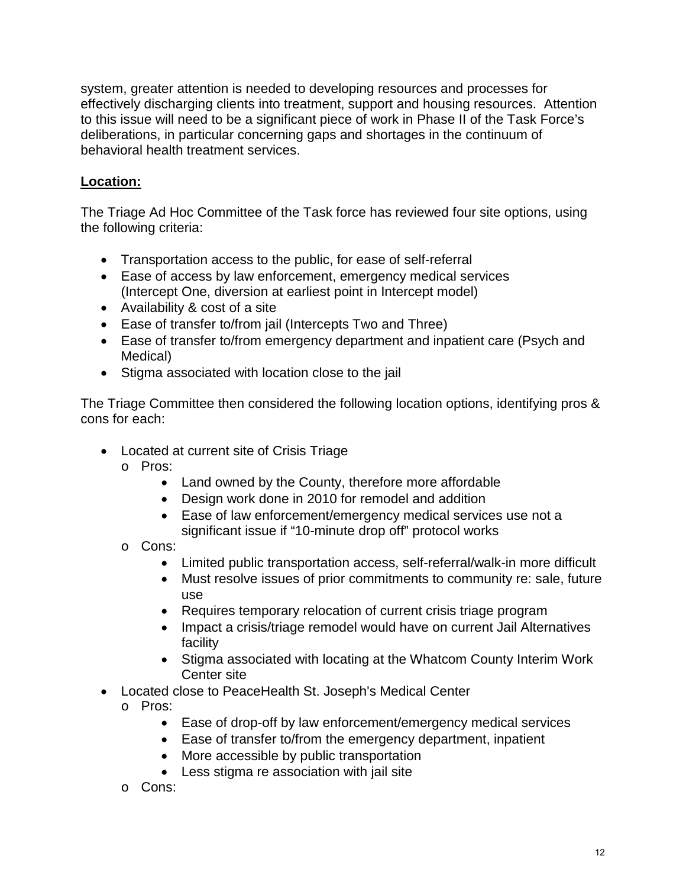system, greater attention is needed to developing resources and processes for effectively discharging clients into treatment, support and housing resources. Attention to this issue will need to be a significant piece of work in Phase II of the Task Force's deliberations, in particular concerning gaps and shortages in the continuum of behavioral health treatment services.

**Location:**

The Triage Ad Hoc Committee of the Task force has reviewed four site options, using the following criteria:

- Transportation access to the public, for ease of self-referral
- Ease of access by law enforcement, emergency medical services (Intercept One, diversion at earliest point in Intercept model)
- Availability & cost of a site
- Ease of transfer to/from jail (Intercepts Two and Three)
- Ease of transfer to/from emergency department and inpatient care (Psych and Medical)
- Stigma associated with location close to the jail

The Triage Committee then considered the following location options, identifying pros & cons for each:

- Located at current site of Crisis Triage
  - Pros:
    - Land owned by the County, therefore more affordable
    - Design work done in 2010 for remodel and addition
    - Ease of law enforcement/emergency medical services use not a significant issue if "10-minute drop off" protocol works
  - Cons:
    - Limited public transportation access, self-referral/walk-in more difficult
    - Must resolve issues of prior commitments to community re: sale, future use
    - Requires temporary relocation of current crisis triage program
    - Impact a crisis/triage remodel would have on current Jail Alternatives facility
    - Stigma associated with locating at the Whatcom County Interim Work Center site
- Located close to PeaceHealth St. Joseph's Medical Center
  - Pros:
    - Ease of drop-off by law enforcement/emergency medical services
    - Ease of transfer to/from the emergency department, inpatient
    - More accessible by public transportation
    - Less stigma re association with jail site
  - Cons: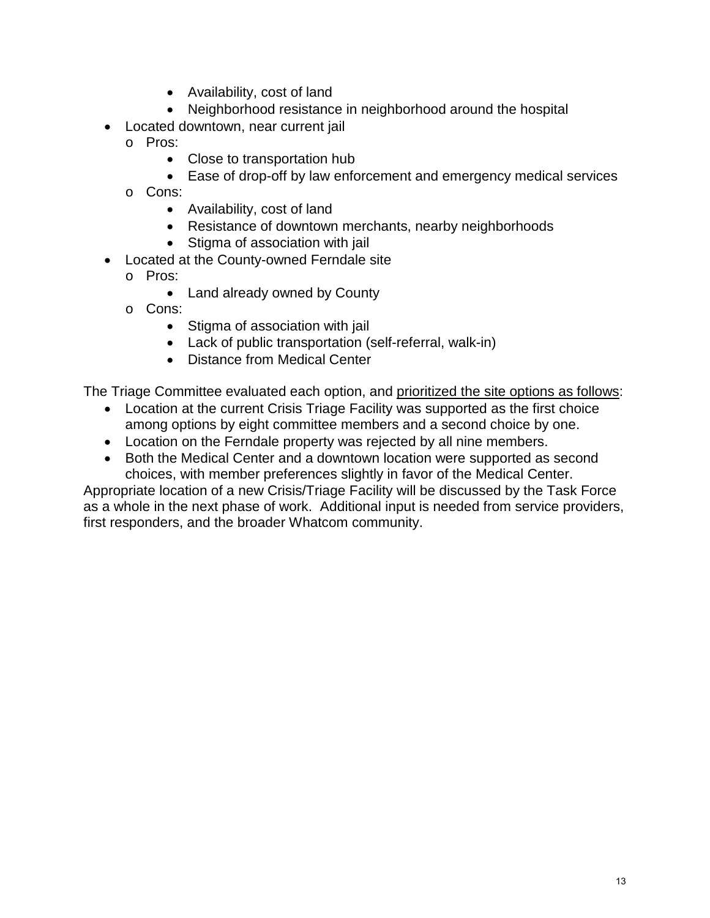- Availability, cost of land
    - Neighborhood resistance in neighborhood around the hospital
- Located downtown, near current jail
  - Pros:
    - Close to transportation hub
    - Ease of drop-off by law enforcement and emergency medical services
  - Cons:
    - Availability, cost of land
    - Resistance of downtown merchants, nearby neighborhoods
    - Stigma of association with jail
- Located at the County-owned Ferndale site
  - Pros:
    - Land already owned by County
  - Cons:
    - Stigma of association with jail
    - Lack of public transportation (self-referral, walk-in)
    - Distance from Medical Center

The Triage Committee evaluated each option, and <u>prioritized the site options as follows</u>:

- Location at the current Crisis Triage Facility was supported as the first choice among options by eight committee members and a second choice by one.
- Location on the Ferndale property was rejected by all nine members.
- Both the Medical Center and a downtown location were supported as second choices, with member preferences slightly in favor of the Medical Center.

Appropriate location of a new Crisis/Triage Facility will be discussed by the Task Force as a whole in the next phase of work. Additional input is needed from service providers, first responders, and the broader Whatcom community.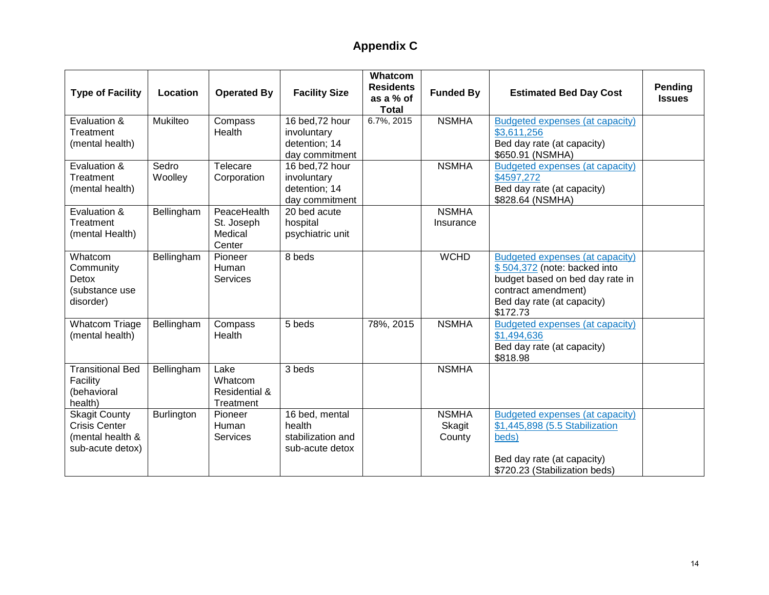# Appendix C

| Type of Facility | Location | Operated By | Facility Size | Whatcom Residents as a % of Total | Funded By | Estimated Bed Day Cost | Pending Issues |
|---|---|---|---|---|---|---|---|
| Evaluation & Treatment (mental health) | Mukilteo | Compass Health | 16 bed,72 hour involuntary detention; 14 day commitment | 6.7%, 2015 | NSMHA | Budgeted expenses (at capacity) $3,611,256<br>Bed day rate (at capacity) $650.91 (NSMHA) | |
| Evaluation & Treatment (mental health) | Sedro Woolley | Telecare Corporation | 16 bed,72 hour involuntary detention; 14 day commitment | | NSMHA | Budgeted expenses (at capacity) $4597,272<br>Bed day rate (at capacity) $828.64 (NSMHA) | |
| Evaluation & Treatment (mental Health) | Bellingham | PeaceHealth St. Joseph Medical Center | 20 bed acute hospital psychiatric unit | | NSMHA Insurance | | |
| Whatcom Community Detox (substance use disorder) | Bellingham | Pioneer Human Services | 8 beds | | WCHD | Budgeted expenses (at capacity) $ 504,372 (note: backed into budget based on bed day rate in contract amendment)<br>Bed day rate (at capacity) $172.73 | |
| Whatcom Triage (mental health) | Bellingham | Compass Health | 5 beds | 78%, 2015 | NSMHA | Budgeted expenses (at capacity) $1,494,636<br>Bed day rate (at capacity) $818.98 | |
| Transitional Bed Facility (behavioral health) | Bellingham | Lake Whatcom Residential & Treatment | 3 beds | | NSMHA | | |
| Skagit County Crisis Center (mental health & sub-acute detox) | Burlington | Pioneer Human Services | 16 bed, mental health stabilization and sub-acute detox | | NSMHA Skagit County | Budgeted expenses (at capacity) $1,445,898 (5.5 Stabilization beds)<br><br>Bed day rate (at capacity) $720.23 (Stabilization beds) | |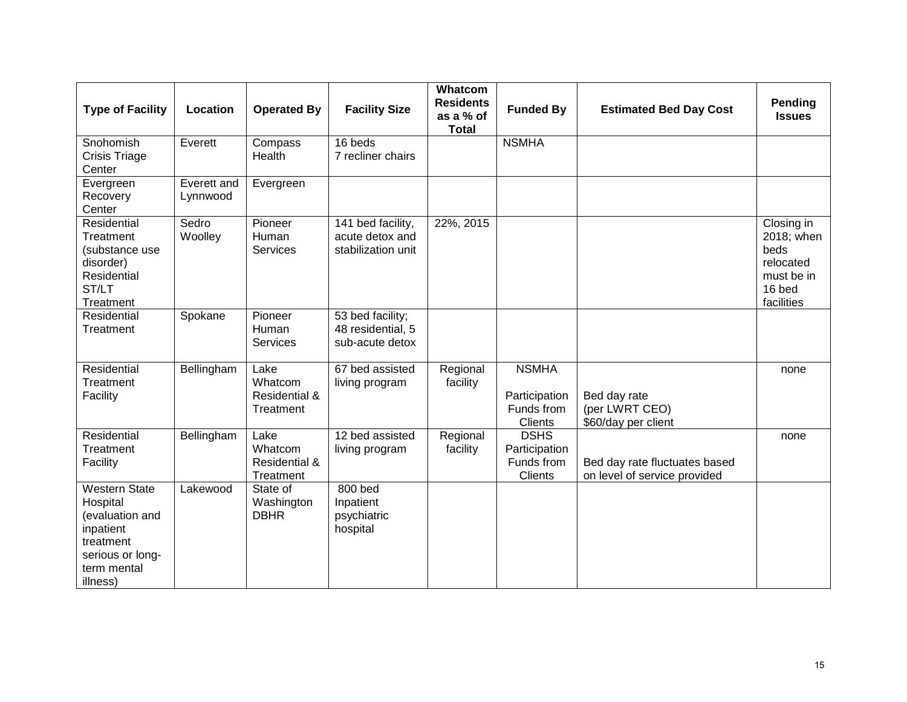| Type of Facility | Location | Operated By | Facility Size | Whatcom Residents as a % of Total | Funded By | Estimated Bed Day Cost | Pending Issues |
|---|---|---|---|---|---|---|---|
| Snohomish Crisis Triage Center | Everett | Compass Health | 16 beds 7 recliner chairs | | NSMHA | | |
| Evergreen Recovery Center | Everett and Lynnwood | Evergreen | | | | | |
| Residential Treatment (substance use disorder) Residential ST/LT Treatment | Sedro Woolley | Pioneer Human Services | 141 bed facility, acute detox and stabilization unit | 22%, 2015 | | | Closing in 2018; when beds relocated must be in 16 bed facilities |
| Residential Treatment | Spokane | Pioneer Human Services | 53 bed facility; 48 residential, 5 sub-acute detox | | | | |
| Residential Treatment Facility | Bellingham | Lake Whatcom Residential & Treatment | 67 bed assisted living program | Regional facility | NSMHA Participation Funds from Clients | Bed day rate (per LWRT CEO) $60/day per client | none |
| Residential Treatment Facility | Bellingham | Lake Whatcom Residential & Treatment | 12 bed assisted living program | Regional facility | DSHS Participation Funds from Clients | Bed day rate fluctuates based on level of service provided | none |
| Western State Hospital (evaluation and inpatient treatment serious or long-term mental illness) | Lakewood | State of Washington DBHR | 800 bed Inpatient psychiatric hospital | | | | |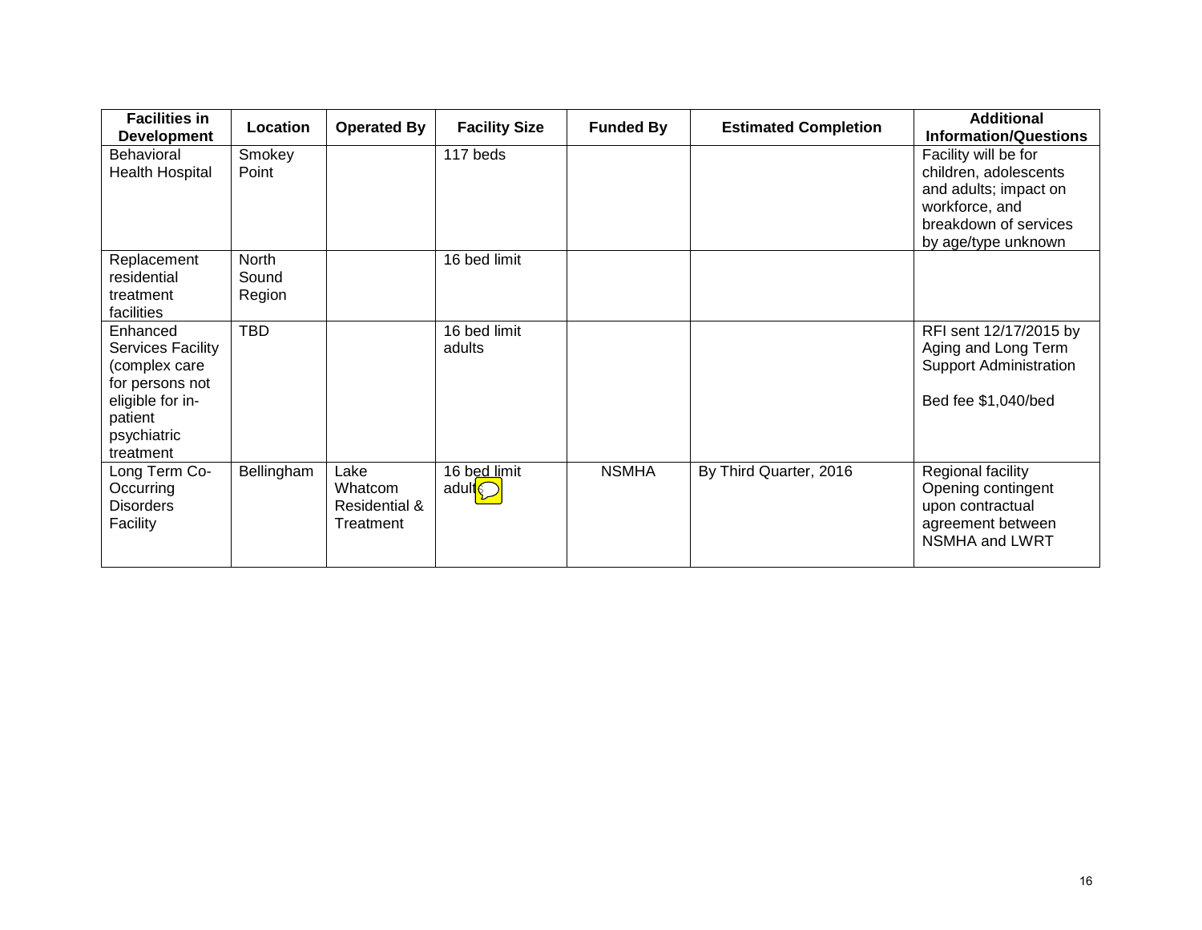| Facilities in Development | Location | Operated By | Facility Size | Funded By | Estimated Completion | Additional Information/Questions |
|---|---|---|---|---|---|---|
| Behavioral Health Hospital | Smokey Point | | 117 beds | | | Facility will be for children, adolescents and adults; impact on workforce, and breakdown of services by age/type unknown |
| Replacement residential treatment facilities | North Sound Region | | 16 bed limit | | | |
| Enhanced Services Facility (complex care for persons not eligible for in-patient psychiatric treatment | TBD | | 16 bed limit adults | | | RFI sent 12/17/2015 by Aging and Long Term Support Administration<br><br>Bed fee $1,040/bed |
| Long Term Co-Occurring Disorders Facility | Bellingham | Lake Whatcom Residential & Treatment | 16 bed limit adults | NSMHA | By Third Quarter, 2016 | Regional facility Opening contingent upon contractual agreement between NSMHA and LWRT |